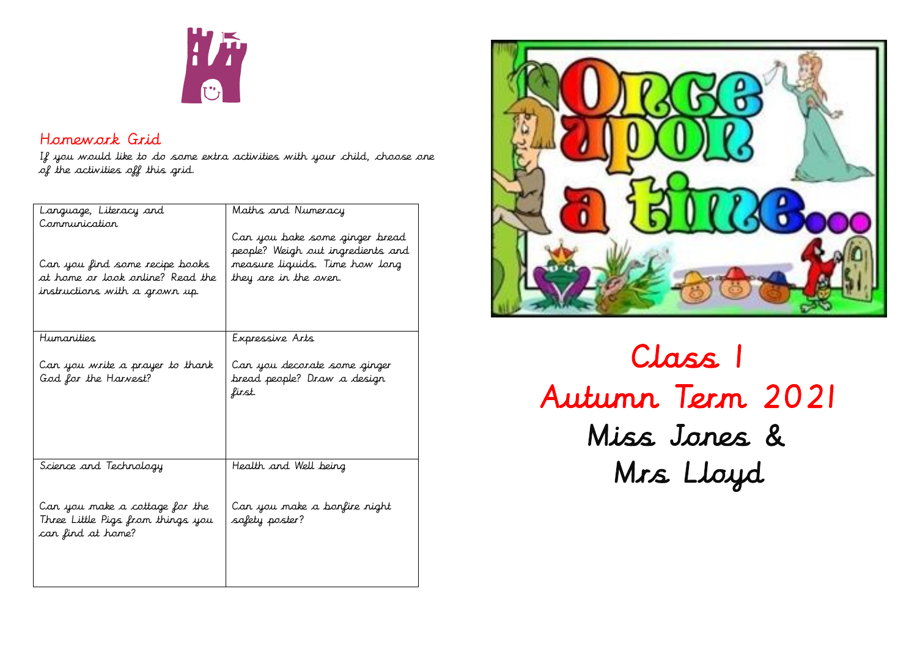## Homework Grid

If you would like to do some extra activities with your child, choose one of the activities off this grid.

| Language, Literacy and Communication | Maths and Numeracy |
|---|---|
| Can you find some recipe books at home or look online? Read the instructions with a grown up. | Can you bake some ginger bread people? Weigh out ingredients and measure liquids. Time how long they are in the oven. |
| **Humanities** | **Expressive Arts** |
| Can you write a prayer to thank God for the Harvest? | Can you decorate some ginger bread people? Draw a design first. |
| **Science and Technology** | **Health and Well being** |
| Can you make a cottage for the Three Little Pigs from things you can find at home? | Can you make a bonfire night safety poster? |

Once upon a time...

# Class 1
# Autumn Term 2021

## Miss Jones & Mrs Lloyd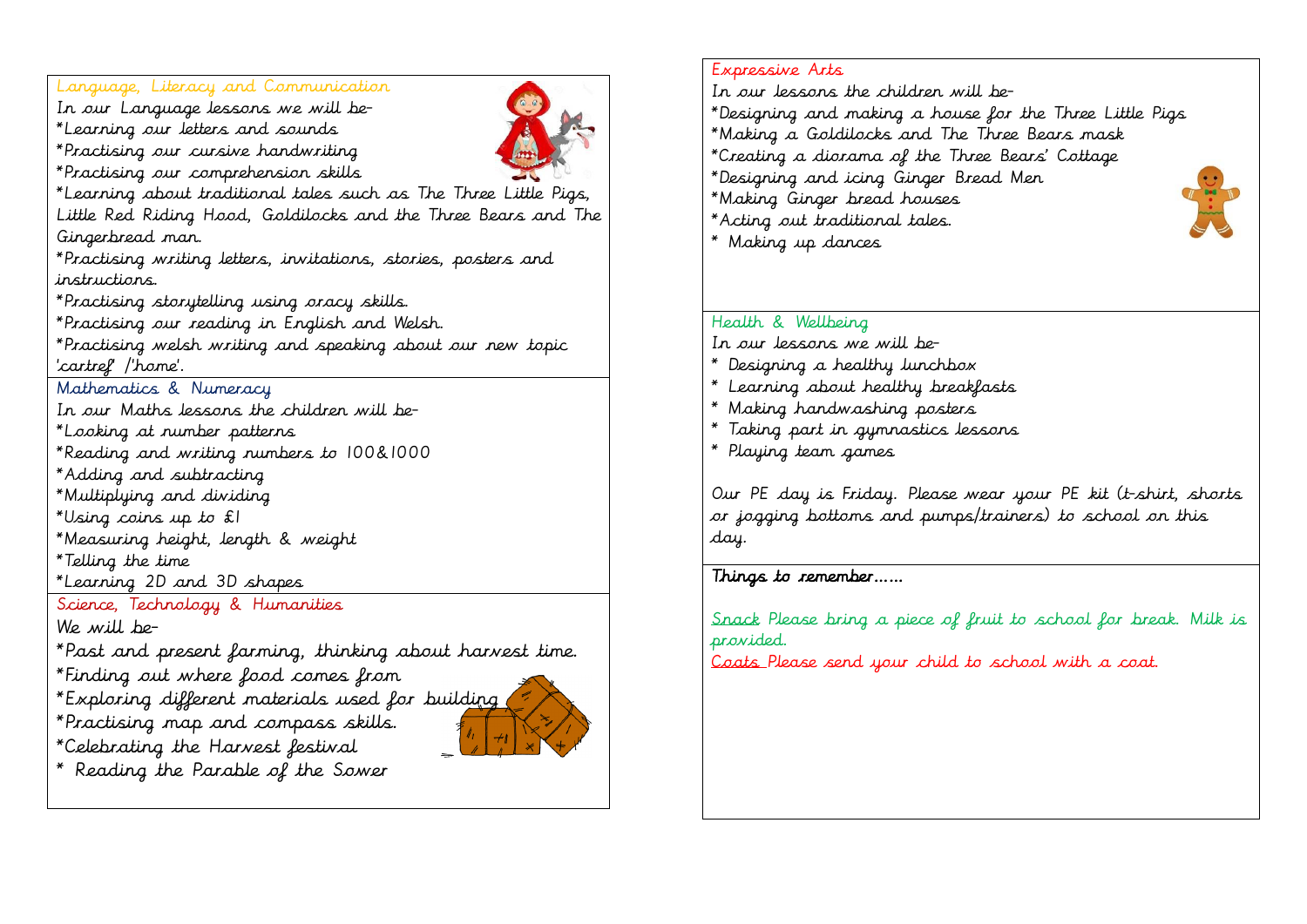## Language, Literacy and Communication

In our Language lessons we will be-

*Learning our letters and sounds
*Practising our cursive handwriting
*Practising our comprehension skills
*Learning about traditional tales such as The Three Little Pigs, Little Red Riding Hood, Goldilocks and the Three Bears and The Gingerbread man.
*Practising writing letters, invitations, stories, posters and instructions.
*Practising storytelling using oracy skills.
*Practising our reading in English and Welsh.
*Practising welsh writing and speaking about our new topic 'cartref' /'home'.

## Mathematics & Numeracy

In our Maths lessons the children will be-

*Looking at number patterns
*Reading and writing numbers to 100&1000
*Adding and subtracting
*Multiplying and dividing
*Using coins up to £1
*Measuring height, length & weight
*Telling the time
*Learning 2D and 3D shapes

## Science, Technology & Humanities

We will be-

*Past and present farming, thinking about harvest time.
*Finding out where food comes from
*Exploring different materials used for building
*Practising map and compass skills.
*Celebrating the Harvest festival
* Reading the Parable of the Sower

## Expressive Arts

In our lessons the children will be-

*Designing and making a house for the Three Little Pigs
*Making a Goldilocks and The Three Bears mask
*Creating a diorama of the Three Bears' Cottage
*Designing and icing Ginger Bread Men
*Making Ginger bread houses
*Acting out traditional tales.
* Making up dances

## Health & Wellbeing

In our lessons we will be-

* Designing a healthy lunchbox
* Learning about healthy breakfasts
* Making handwashing posters
* Taking part in gymnastics lessons
* Playing team games

Our PE day is Friday. Please wear your PE kit (t-shirt, shorts or jogging bottoms and pumps/trainers) to school on this day.

## Things to remember……

Snack Please bring a piece of fruit to school for break. Milk is provided.

Coats Please send your child to school with a coat.